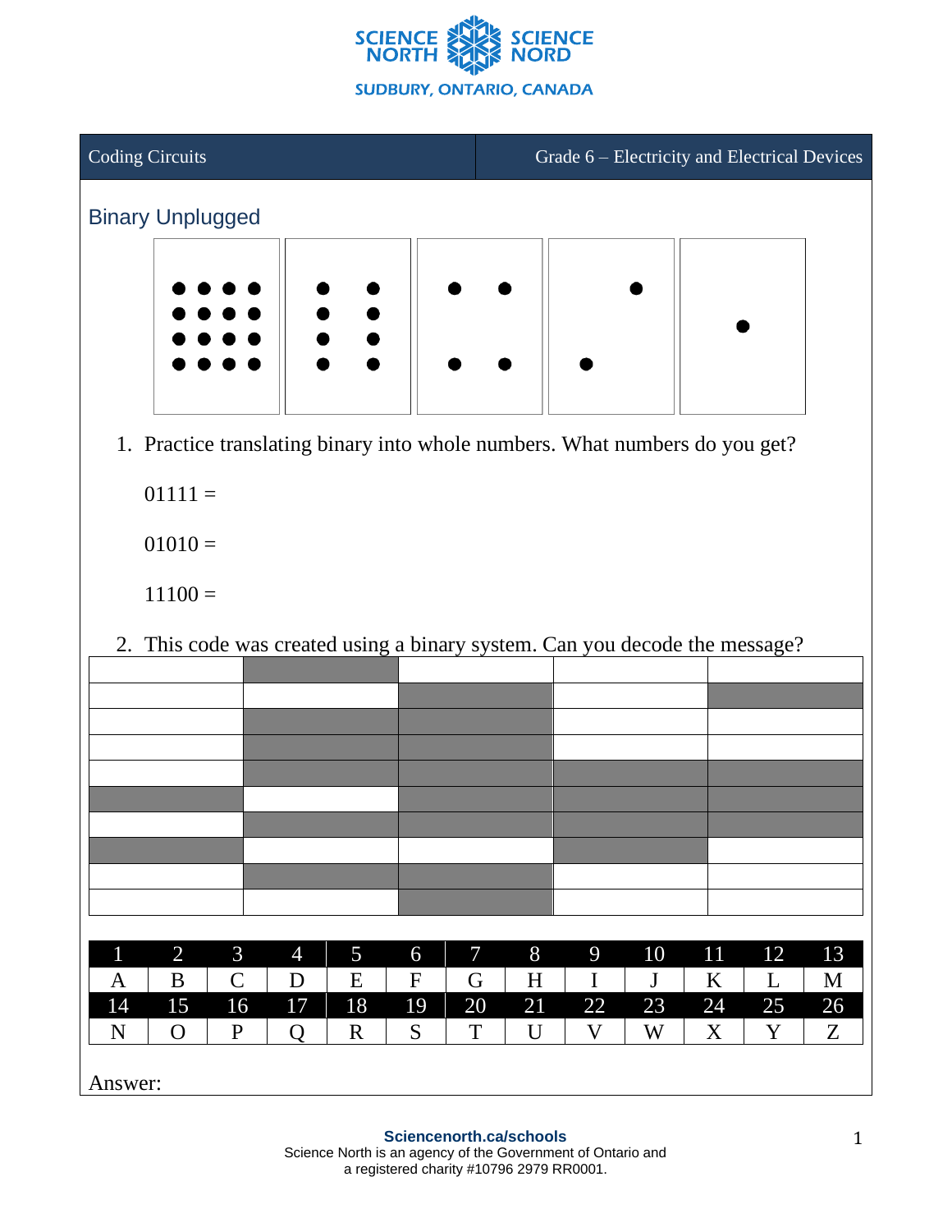Coding Circuits | Grade 6 – Electricity and Electrical Devices

## Binary Unplugged

1. Practice translating binary into whole numbers. What numbers do you get?

   01111 =

   01010 =

   11100 =

2. This code was created using a binary system. Can you decode the message?

| 1 | 2 | 3 | 4 | 5 | 6 | 7 | 8 | 9 | 10 | 11 | 12 | 13 |
|---|---|---|---|---|---|---|---|---|---|---|---|---|
| A | B | C | D | E | F | G | H | I | J | K | L | M |
| 14 | 15 | 16 | 17 | 18 | 19 | 20 | 21 | 22 | 23 | 24 | 25 | 26 |
| N | O | P | Q | R | S | T | U | V | W | X | Y | Z |

Answer: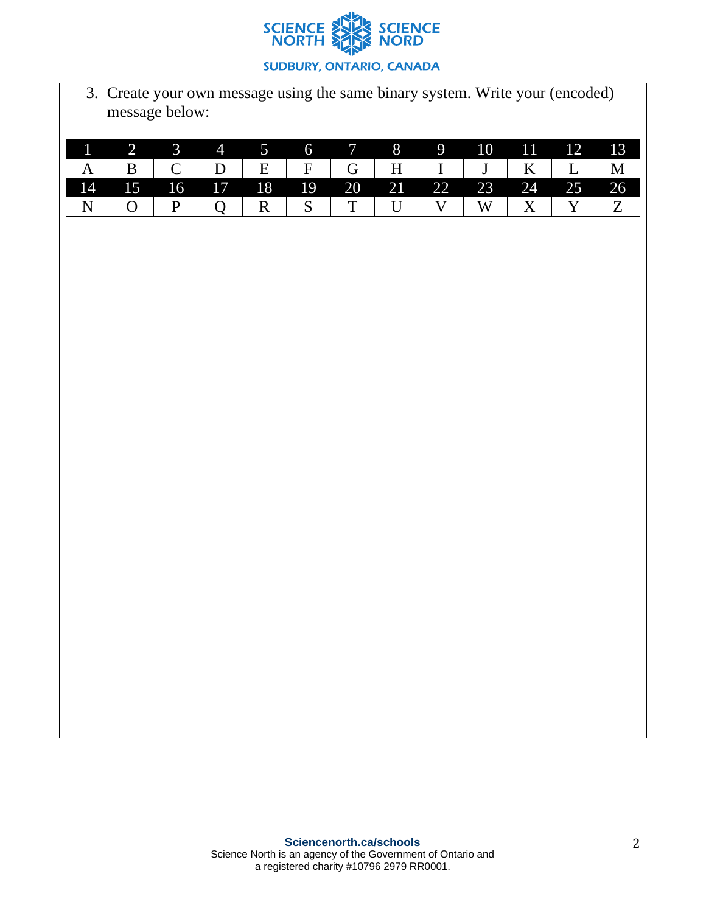3. Create your own message using the same binary system. Write your (encoded) message below:

| 1 | 2 | 3 | 4 | 5 | 6 | 7 | 8 | 9 | 10 | 11 | 12 | 13 |
|---|---|---|---|---|---|---|---|---|---|---|---|---|
| A | B | C | D | E | F | G | H | I | J | K | L | M |
| 14 | 15 | 16 | 17 | 18 | 19 | 20 | 21 | 22 | 23 | 24 | 25 | 26 |
| N | O | P | Q | R | S | T | U | V | W | X | Y | Z |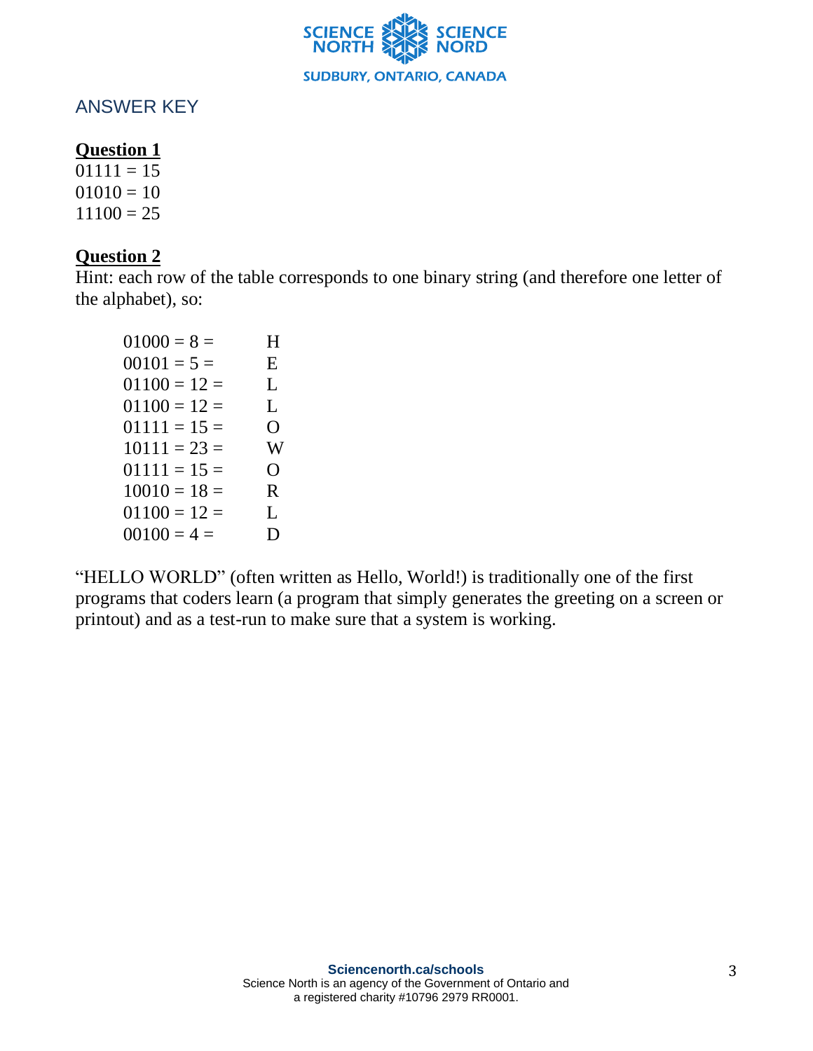ANSWER KEY

**Question 1**

01111 = 15
01010 = 10
11100 = 25

**Question 2**

Hint: each row of the table corresponds to one binary string (and therefore one letter of the alphabet), so:

| | |
|---|---|
| 01000 = 8 = | H |
| 00101 = 5 = | E |
| 01100 = 12 = | L |
| 01100 = 12 = | L |
| 01111 = 15 = | O |
| 10111 = 23 = | W |
| 01111 = 15 = | O |
| 10010 = 18 = | R |
| 01100 = 12 = | L |
| 00100 = 4 = | D |

"HELLO WORLD" (often written as Hello, World!) is traditionally one of the first programs that coders learn (a program that simply generates the greeting on a screen or printout) and as a test-run to make sure that a system is working.